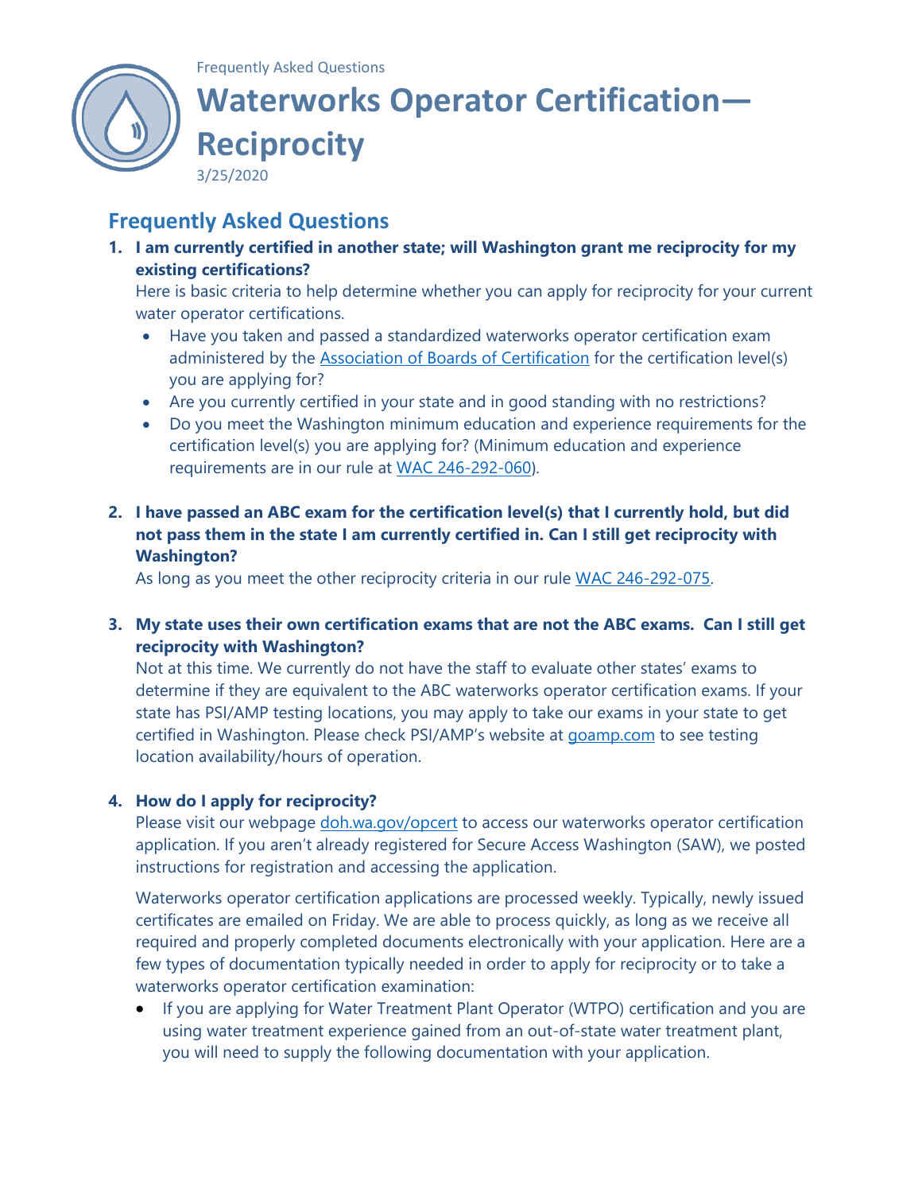Frequently Asked Questions

# Waterworks Operator Certification—Reciprocity

3/25/2020

## Frequently Asked Questions

1. **I am currently certified in another state; will Washington grant me reciprocity for my existing certifications?**

   Here is basic criteria to help determine whether you can apply for reciprocity for your current water operator certifications.

   - Have you taken and passed a standardized waterworks operator certification exam administered by the Association of Boards of Certification for the certification level(s) you are applying for?
   - Are you currently certified in your state and in good standing with no restrictions?
   - Do you meet the Washington minimum education and experience requirements for the certification level(s) you are applying for? (Minimum education and experience requirements are in our rule at WAC 246-292-060).

2. **I have passed an ABC exam for the certification level(s) that I currently hold, but did not pass them in the state I am currently certified in. Can I still get reciprocity with Washington?**

   As long as you meet the other reciprocity criteria in our rule WAC 246-292-075.

3. **My state uses their own certification exams that are not the ABC exams. Can I still get reciprocity with Washington?**

   Not at this time. We currently do not have the staff to evaluate other states' exams to determine if they are equivalent to the ABC waterworks operator certification exams. If your state has PSI/AMP testing locations, you may apply to take our exams in your state to get certified in Washington. Please check PSI/AMP's website at goamp.com to see testing location availability/hours of operation.

4. **How do I apply for reciprocity?**

   Please visit our webpage doh.wa.gov/opcert to access our waterworks operator certification application. If you aren't already registered for Secure Access Washington (SAW), we posted instructions for registration and accessing the application.

   Waterworks operator certification applications are processed weekly. Typically, newly issued certificates are emailed on Friday. We are able to process quickly, as long as we receive all required and properly completed documents electronically with your application. Here are a few types of documentation typically needed in order to apply for reciprocity or to take a waterworks operator certification examination:

   - If you are applying for Water Treatment Plant Operator (WTPO) certification and you are using water treatment experience gained from an out-of-state water treatment plant, you will need to supply the following documentation with your application.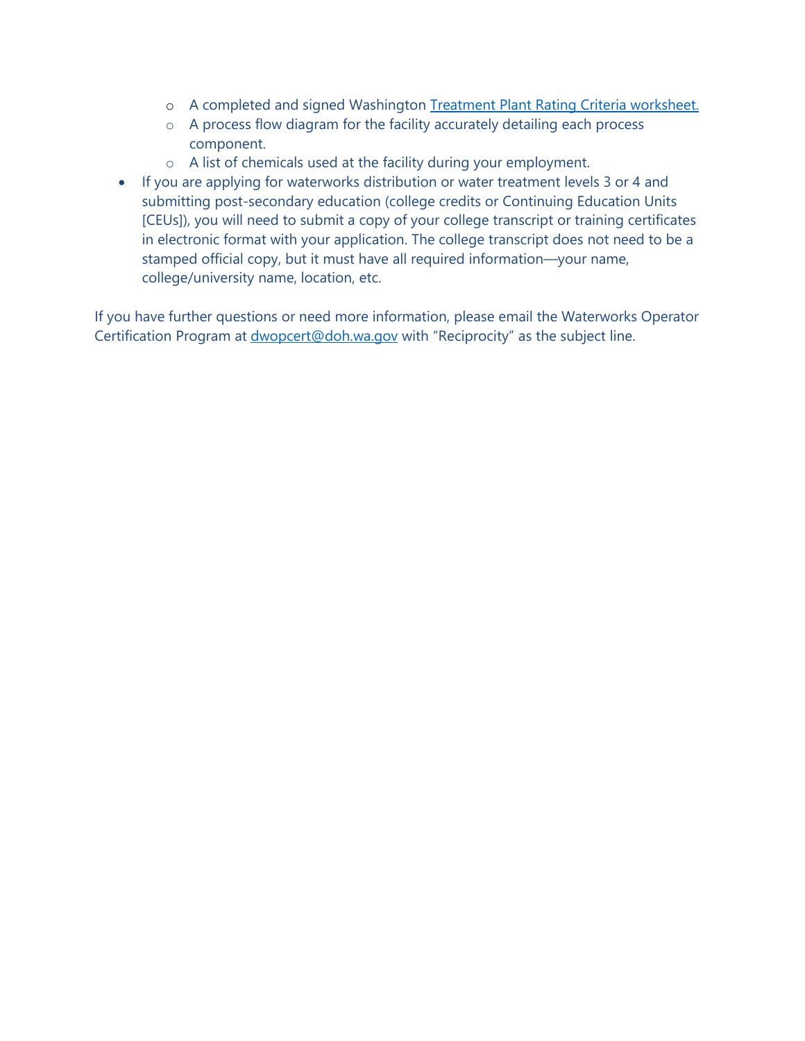- A completed and signed Washington [Treatment Plant Rating Criteria worksheet.](Treatment Plant Rating Criteria worksheet)
  - A process flow diagram for the facility accurately detailing each process component.
  - A list of chemicals used at the facility during your employment.
- If you are applying for waterworks distribution or water treatment levels 3 or 4 and submitting post-secondary education (college credits or Continuing Education Units [CEUs]), you will need to submit a copy of your college transcript or training certificates in electronic format with your application. The college transcript does not need to be a stamped official copy, but it must have all required information—your name, college/university name, location, etc.

If you have further questions or need more information, please email the Waterworks Operator Certification Program at dwopcert@doh.wa.gov with "Reciprocity" as the subject line.